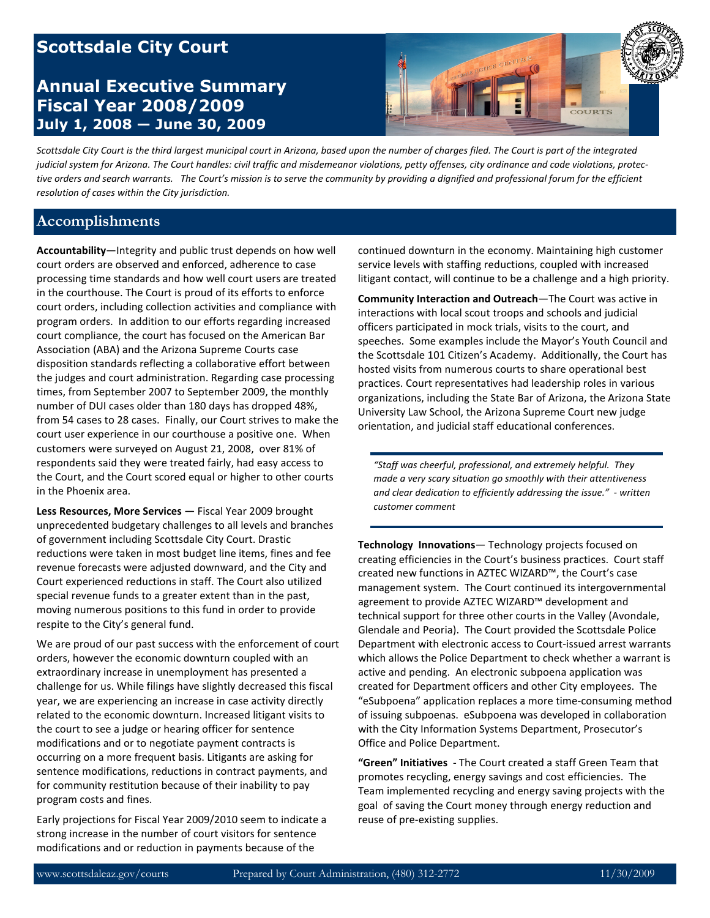# Scottsdale City Court

## Annual Executive Summary Fiscal Year 2008/2009 July 1, 2008 — June 30, 2009

*Scottsdale City Court is the third largest municipal court in Arizona, based upon the number of charges filed. The Court is part of the integrated judicial system for Arizona. The Court handles: civil traffic and misdemeanor violations, petty offenses, city ordinance and code violations, protective orders and search warrants. The Court's mission is to serve the community by providing a dignified and professional forum for the efficient resolution of cases within the City jurisdiction.*

## Accomplishments

**Accountability**—Integrity and public trust depends on how well court orders are observed and enforced, adherence to case processing time standards and how well court users are treated in the courthouse. The Court is proud of its efforts to enforce court orders, including collection activities and compliance with program orders. In addition to our efforts regarding increased court compliance, the court has focused on the American Bar Association (ABA) and the Arizona Supreme Courts case disposition standards reflecting a collaborative effort between the judges and court administration. Regarding case processing times, from September 2007 to September 2009, the monthly number of DUI cases older than 180 days has dropped 48%, from 54 cases to 28 cases. Finally, our Court strives to make the court user experience in our courthouse a positive one. When customers were surveyed on August 21, 2008, over 81% of respondents said they were treated fairly, had easy access to the Court, and the Court scored equal or higher to other courts in the Phoenix area.

**Less Resources, More Services —** Fiscal Year 2009 brought unprecedented budgetary challenges to all levels and branches of government including Scottsdale City Court. Drastic reductions were taken in most budget line items, fines and fee revenue forecasts were adjusted downward, and the City and Court experienced reductions in staff. The Court also utilized special revenue funds to a greater extent than in the past, moving numerous positions to this fund in order to provide respite to the City's general fund.

We are proud of our past success with the enforcement of court orders, however the economic downturn coupled with an extraordinary increase in unemployment has presented a challenge for us. While filings have slightly decreased this fiscal year, we are experiencing an increase in case activity directly related to the economic downturn. Increased litigant visits to the court to see a judge or hearing officer for sentence modifications and or to negotiate payment contracts is occurring on a more frequent basis. Litigants are asking for sentence modifications, reductions in contract payments, and for community restitution because of their inability to pay program costs and fines.

Early projections for Fiscal Year 2009/2010 seem to indicate a strong increase in the number of court visitors for sentence modifications and or reduction in payments because of the continued downturn in the economy. Maintaining high customer service levels with staffing reductions, coupled with increased litigant contact, will continue to be a challenge and a high priority.

**Community Interaction and Outreach**—The Court was active in interactions with local scout troops and schools and judicial officers participated in mock trials, visits to the court, and speeches. Some examples include the Mayor's Youth Council and the Scottsdale 101 Citizen's Academy. Additionally, the Court has hosted visits from numerous courts to share operational best practices. Court representatives had leadership roles in various organizations, including the State Bar of Arizona, the Arizona State University Law School, the Arizona Supreme Court new judge orientation, and judicial staff educational conferences.

> *"Staff was cheerful, professional, and extremely helpful. They made a very scary situation go smoothly with their attentiveness and clear dedication to efficiently addressing the issue." - written customer comment*

**Technology Innovations**— Technology projects focused on creating efficiencies in the Court's business practices. Court staff created new functions in AZTEC WIZARD™, the Court's case management system. The Court continued its intergovernmental agreement to provide AZTEC WIZARD™ development and technical support for three other courts in the Valley (Avondale, Glendale and Peoria). The Court provided the Scottsdale Police Department with electronic access to Court-issued arrest warrants which allows the Police Department to check whether a warrant is active and pending. An electronic subpoena application was created for Department officers and other City employees. The "eSubpoena" application replaces a more time-consuming method of issuing subpoenas. eSubpoena was developed in collaboration with the City Information Systems Department, Prosecutor's Office and Police Department.

**"Green" Initiatives** - The Court created a staff Green Team that promotes recycling, energy savings and cost efficiencies. The Team implemented recycling and energy saving projects with the goal of saving the Court money through energy reduction and reuse of pre-existing supplies.

www.scottsdaleaz.gov/courts    Prepared by Court Administration, (480) 312-2772    11/30/2009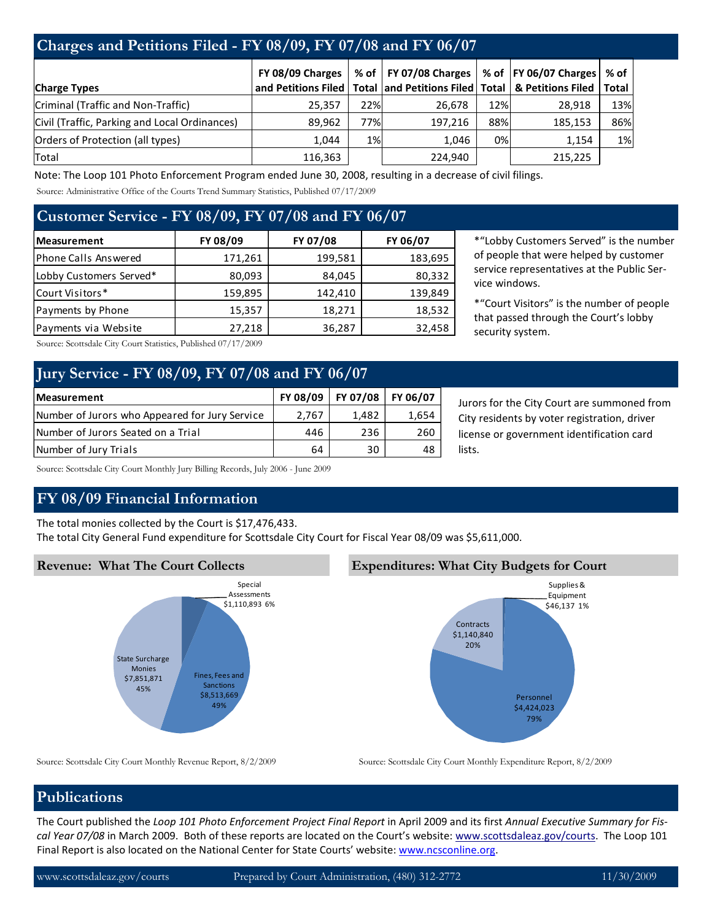## Charges and Petitions Filed - FY 08/09, FY 07/08 and FY 06/07

| Charge Types | FY 08/09 Charges and Petitions Filed | % of Total | FY 07/08 Charges and Petitions Filed | % of Total | FY 06/07 Charges & Petitions Filed | % of Total |
|---|---|---|---|---|---|---|
| Criminal (Traffic and Non-Traffic) | 25,357 | 22% | 26,678 | 12% | 28,918 | 13% |
| Civil (Traffic, Parking and Local Ordinances) | 89,962 | 77% | 197,216 | 88% | 185,153 | 86% |
| Orders of Protection (all types) | 1,044 | 1% | 1,046 | 0% | 1,154 | 1% |
| Total | 116,363 | | 224,940 | | 215,225 | |

Note: The Loop 101 Photo Enforcement Program ended June 30, 2008, resulting in a decrease of civil filings.

Source: Administrative Office of the Courts Trend Summary Statistics, Published 07/17/2009

## Customer Service - FY 08/09, FY 07/08 and FY 06/07

| Measurement | FY 08/09 | FY 07/08 | FY 06/07 |
|---|---|---|---|
| Phone Calls Answered | 171,261 | 199,581 | 183,695 |
| Lobby Customers Served* | 80,093 | 84,045 | 80,332 |
| Court Visitors* | 159,895 | 142,410 | 139,849 |
| Payments by Phone | 15,357 | 18,271 | 18,532 |
| Payments via Website | 27,218 | 36,287 | 32,458 |

*"Lobby Customers Served" is the number of people that were helped by customer service representatives at the Public Service windows.

*"Court Visitors" is the number of people that passed through the Court's lobby security system.

Source: Scottsdale City Court Statistics, Published 07/17/2009

## Jury Service - FY 08/09, FY 07/08 and FY 06/07

| Measurement | FY 08/09 | FY 07/08 | FY 06/07 |
|---|---|---|---|
| Number of Jurors who Appeared for Jury Service | 2,767 | 1,482 | 1,654 |
| Number of Jurors Seated on a Trial | 446 | 236 | 260 |
| Number of Jury Trials | 64 | 30 | 48 |

Jurors for the City Court are summoned from City residents by voter registration, driver license or government identification card lists.

Source: Scottsdale City Court Monthly Jury Billing Records, July 2006 - June 2009

## FY 08/09 Financial Information

The total monies collected by the Court is $17,476,433.

The total City General Fund expenditure for Scottsdale City Court for Fiscal Year 08/09 was $5,611,000.

### Revenue: What The Court Collects

Special Assessments $1,110,893 6%

Fines, Fees and Sanctions $8,513,669 49%

State Surcharge Monies $7,851,871 45%

Source: Scottsdale City Court Monthly Revenue Report, 8/2/2009

### Expenditures: What City Budgets for Court

Supplies & Equipment $46,137 1%

Contracts $1,140,840 20%

Personnel $4,424,023 79%

Source: Scottsdale City Court Monthly Expenditure Report, 8/2/2009

## Publications

The Court published the *Loop 101 Photo Enforcement Project Final Report* in April 2009 and its first *Annual Executive Summary for Fiscal Year 07/08* in March 2009. Both of these reports are located on the Court's website: www.scottsdaleaz.gov/courts. The Loop 101 Final Report is also located on the National Center for State Courts' website: www.ncsconline.org.

www.scottsdaleaz.gov/courts Prepared by Court Administration, (480) 312-2772 11/30/2009